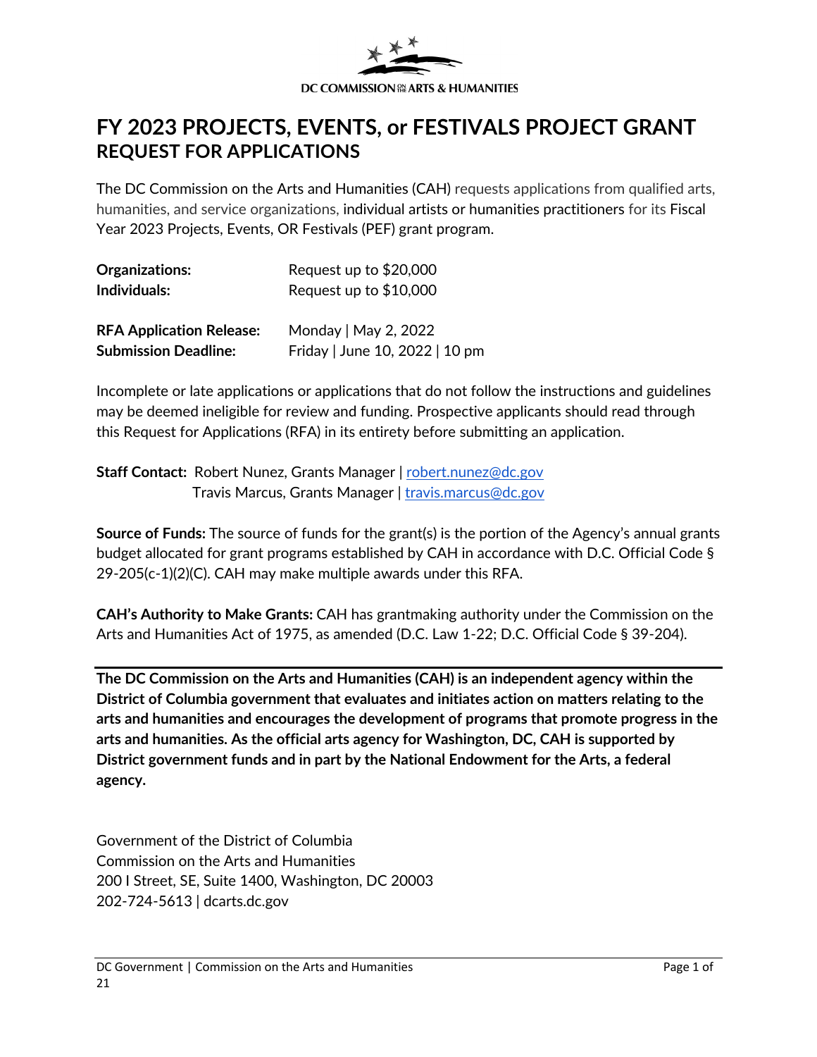DC COMMISSION ON THE ARTS & HUMANITIES

# FY 2023 PROJECTS, EVENTS, or FESTIVALS PROJECT GRANT

## REQUEST FOR APPLICATIONS

The DC Commission on the Arts and Humanities (CAH) requests applications from qualified arts, humanities, and service organizations, individual artists or humanities practitioners for its Fiscal Year 2023 Projects, Events, OR Festivals (PEF) grant program.

**Organizations:** Request up to $20,000
**Individuals:** Request up to $10,000

**RFA Application Release:** Monday | May 2, 2022
**Submission Deadline:** Friday | June 10, 2022 | 10 pm

Incomplete or late applications or applications that do not follow the instructions and guidelines may be deemed ineligible for review and funding. Prospective applicants should read through this Request for Applications (RFA) in its entirety before submitting an application.

**Staff Contact:** Robert Nunez, Grants Manager | robert.nunez@dc.gov
Travis Marcus, Grants Manager | travis.marcus@dc.gov

**Source of Funds:** The source of funds for the grant(s) is the portion of the Agency's annual grants budget allocated for grant programs established by CAH in accordance with D.C. Official Code § 29-205(c-1)(2)(C). CAH may make multiple awards under this RFA.

**CAH's Authority to Make Grants:** CAH has grantmaking authority under the Commission on the Arts and Humanities Act of 1975, as amended (D.C. Law 1-22; D.C. Official Code § 39-204).

---

**The DC Commission on the Arts and Humanities (CAH) is an independent agency within the District of Columbia government that evaluates and initiates action on matters relating to the arts and humanities and encourages the development of programs that promote progress in the arts and humanities. As the official arts agency for Washington, DC, CAH is supported by District government funds and in part by the National Endowment for the Arts, a federal agency.**

Government of the District of Columbia
Commission on the Arts and Humanities
200 I Street, SE, Suite 1400, Washington, DC 20003
202-724-5613 | dcarts.dc.gov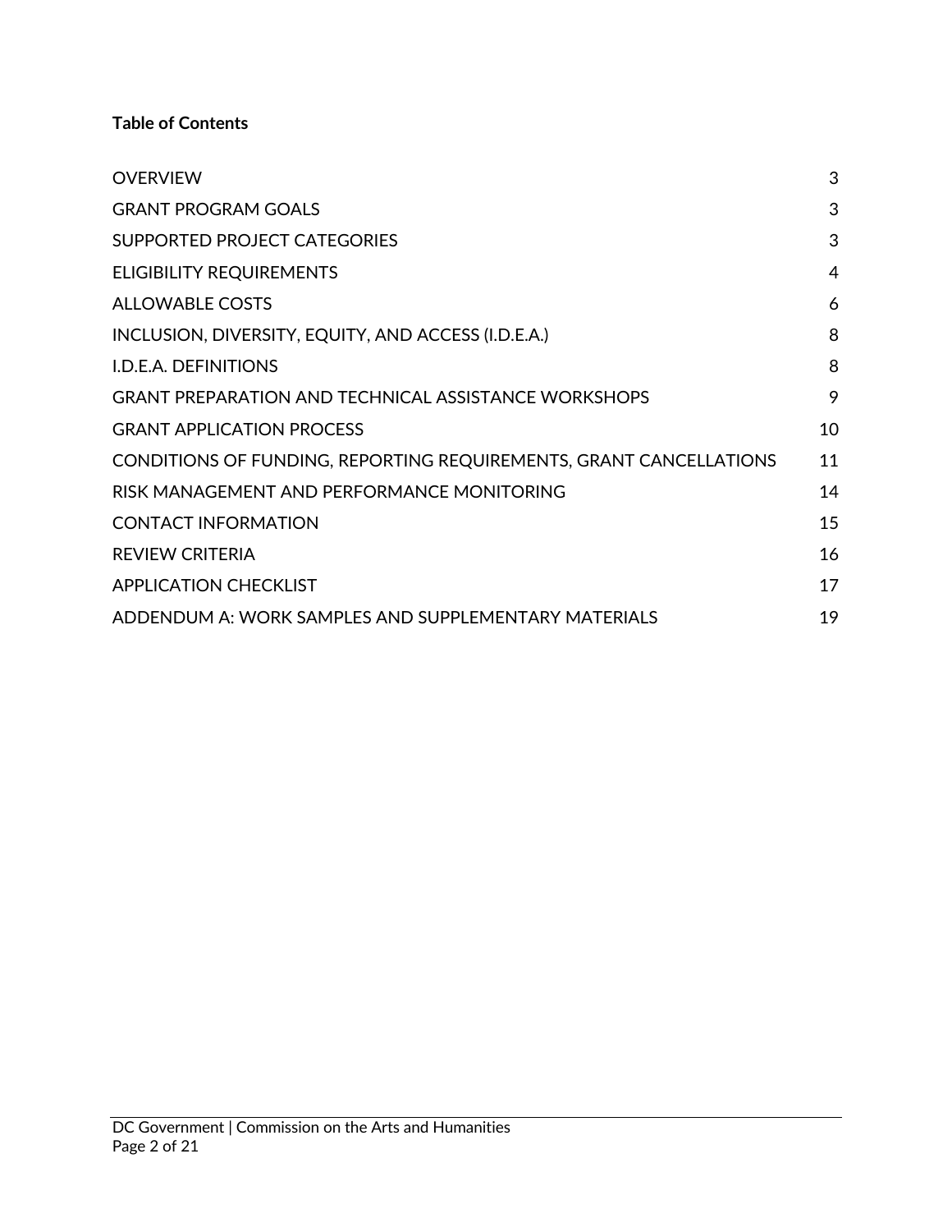**Table of Contents**

| | |
|---|---|
| OVERVIEW | 3 |
| GRANT PROGRAM GOALS | 3 |
| SUPPORTED PROJECT CATEGORIES | 3 |
| ELIGIBILITY REQUIREMENTS | 4 |
| ALLOWABLE COSTS | 6 |
| INCLUSION, DIVERSITY, EQUITY, AND ACCESS (I.D.E.A.) | 8 |
| I.D.E.A. DEFINITIONS | 8 |
| GRANT PREPARATION AND TECHNICAL ASSISTANCE WORKSHOPS | 9 |
| GRANT APPLICATION PROCESS | 10 |
| CONDITIONS OF FUNDING, REPORTING REQUIREMENTS, GRANT CANCELLATIONS | 11 |
| RISK MANAGEMENT AND PERFORMANCE MONITORING | 14 |
| CONTACT INFORMATION | 15 |
| REVIEW CRITERIA | 16 |
| APPLICATION CHECKLIST | 17 |
| ADDENDUM A: WORK SAMPLES AND SUPPLEMENTARY MATERIALS | 19 |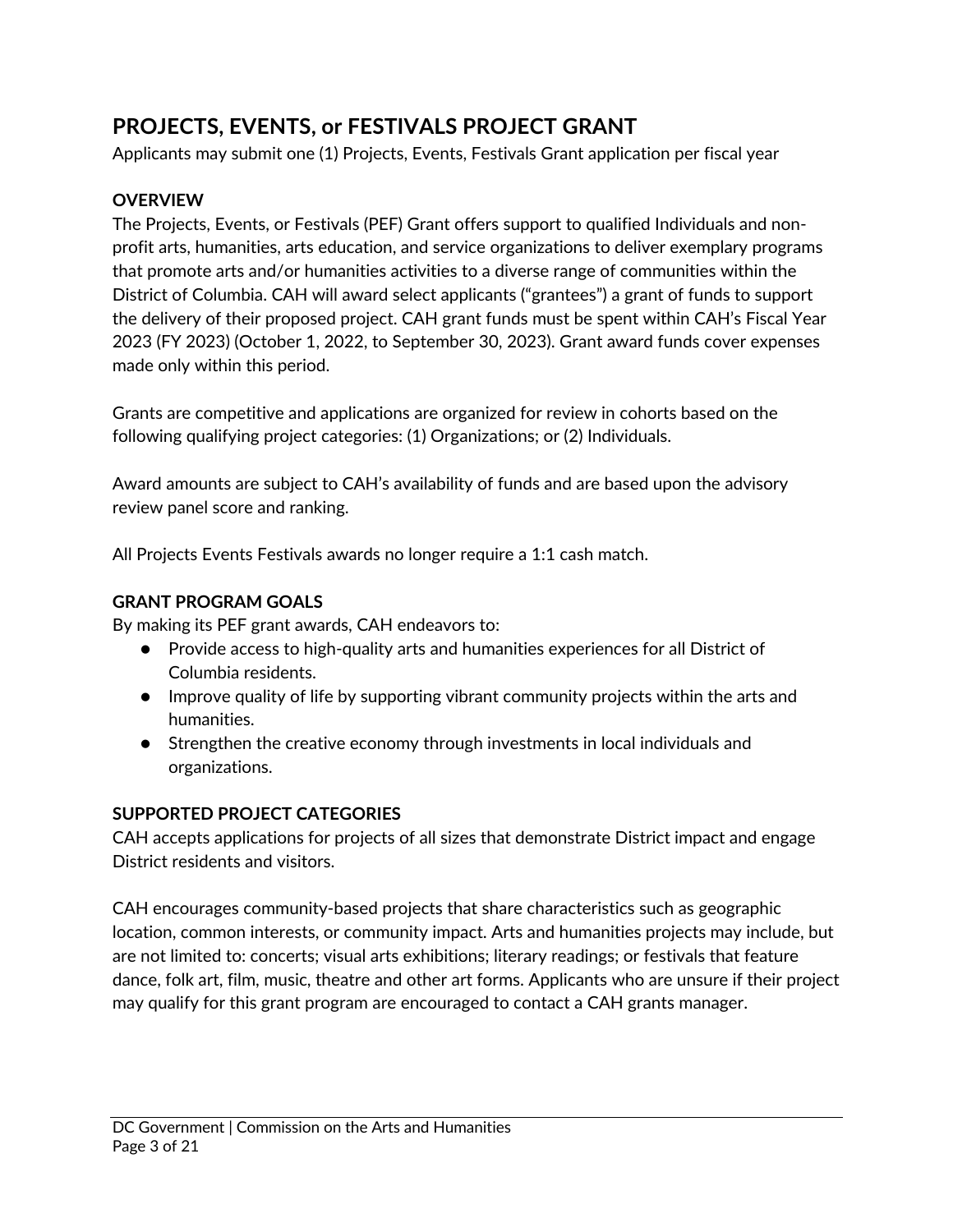## PROJECTS, EVENTS, or FESTIVALS PROJECT GRANT

Applicants may submit one (1) Projects, Events, Festivals Grant application per fiscal year

### OVERVIEW

The Projects, Events, or Festivals (PEF) Grant offers support to qualified Individuals and non-profit arts, humanities, arts education, and service organizations to deliver exemplary programs that promote arts and/or humanities activities to a diverse range of communities within the District of Columbia. CAH will award select applicants ("grantees") a grant of funds to support the delivery of their proposed project. CAH grant funds must be spent within CAH's Fiscal Year 2023 (FY 2023) (October 1, 2022, to September 30, 2023). Grant award funds cover expenses made only within this period.

Grants are competitive and applications are organized for review in cohorts based on the following qualifying project categories: (1) Organizations; or (2) Individuals.

Award amounts are subject to CAH's availability of funds and are based upon the advisory review panel score and ranking.

All Projects Events Festivals awards no longer require a 1:1 cash match.

### GRANT PROGRAM GOALS

By making its PEF grant awards, CAH endeavors to:

- Provide access to high-quality arts and humanities experiences for all District of Columbia residents.
- Improve quality of life by supporting vibrant community projects within the arts and humanities.
- Strengthen the creative economy through investments in local individuals and organizations.

### SUPPORTED PROJECT CATEGORIES

CAH accepts applications for projects of all sizes that demonstrate District impact and engage District residents and visitors.

CAH encourages community-based projects that share characteristics such as geographic location, common interests, or community impact. Arts and humanities projects may include, but are not limited to: concerts; visual arts exhibitions; literary readings; or festivals that feature dance, folk art, film, music, theatre and other art forms. Applicants who are unsure if their project may qualify for this grant program are encouraged to contact a CAH grants manager.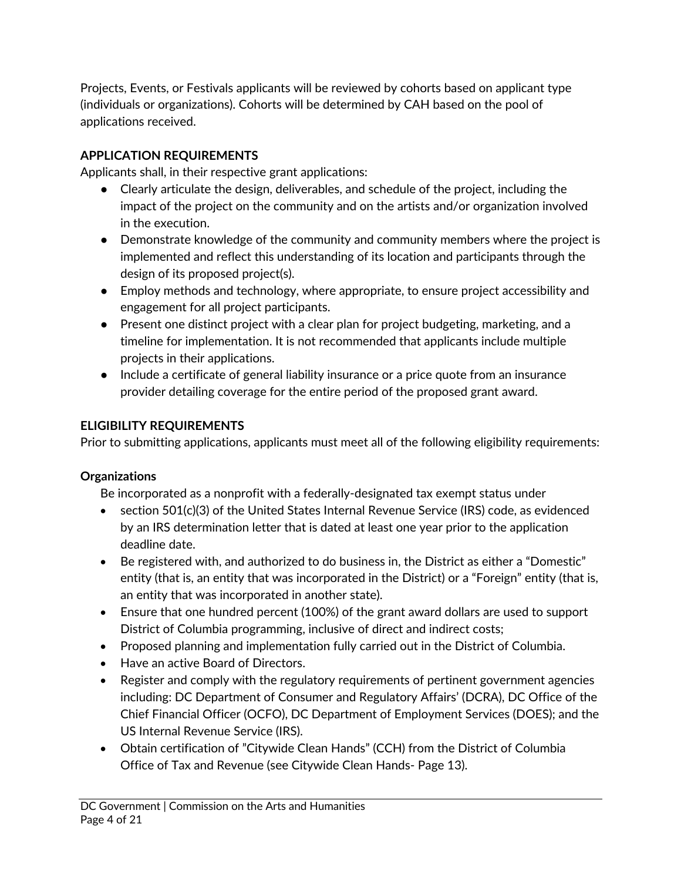Projects, Events, or Festivals applicants will be reviewed by cohorts based on applicant type (individuals or organizations). Cohorts will be determined by CAH based on the pool of applications received.

**APPLICATION REQUIREMENTS**

Applicants shall, in their respective grant applications:

- Clearly articulate the design, deliverables, and schedule of the project, including the impact of the project on the community and on the artists and/or organization involved in the execution.
- Demonstrate knowledge of the community and community members where the project is implemented and reflect this understanding of its location and participants through the design of its proposed project(s).
- Employ methods and technology, where appropriate, to ensure project accessibility and engagement for all project participants.
- Present one distinct project with a clear plan for project budgeting, marketing, and a timeline for implementation. It is not recommended that applicants include multiple projects in their applications.
- Include a certificate of general liability insurance or a price quote from an insurance provider detailing coverage for the entire period of the proposed grant award.

**ELIGIBILITY REQUIREMENTS**

Prior to submitting applications, applicants must meet all of the following eligibility requirements:

**Organizations**

Be incorporated as a nonprofit with a federally-designated tax exempt status under

- section 501(c)(3) of the United States Internal Revenue Service (IRS) code, as evidenced by an IRS determination letter that is dated at least one year prior to the application deadline date.
- Be registered with, and authorized to do business in, the District as either a "Domestic" entity (that is, an entity that was incorporated in the District) or a "Foreign" entity (that is, an entity that was incorporated in another state).
- Ensure that one hundred percent (100%) of the grant award dollars are used to support District of Columbia programming, inclusive of direct and indirect costs;
- Proposed planning and implementation fully carried out in the District of Columbia.
- Have an active Board of Directors.
- Register and comply with the regulatory requirements of pertinent government agencies including: DC Department of Consumer and Regulatory Affairs' (DCRA), DC Office of the Chief Financial Officer (OCFO), DC Department of Employment Services (DOES); and the US Internal Revenue Service (IRS).
- Obtain certification of "Citywide Clean Hands" (CCH) from the District of Columbia Office of Tax and Revenue (see Citywide Clean Hands- Page 13).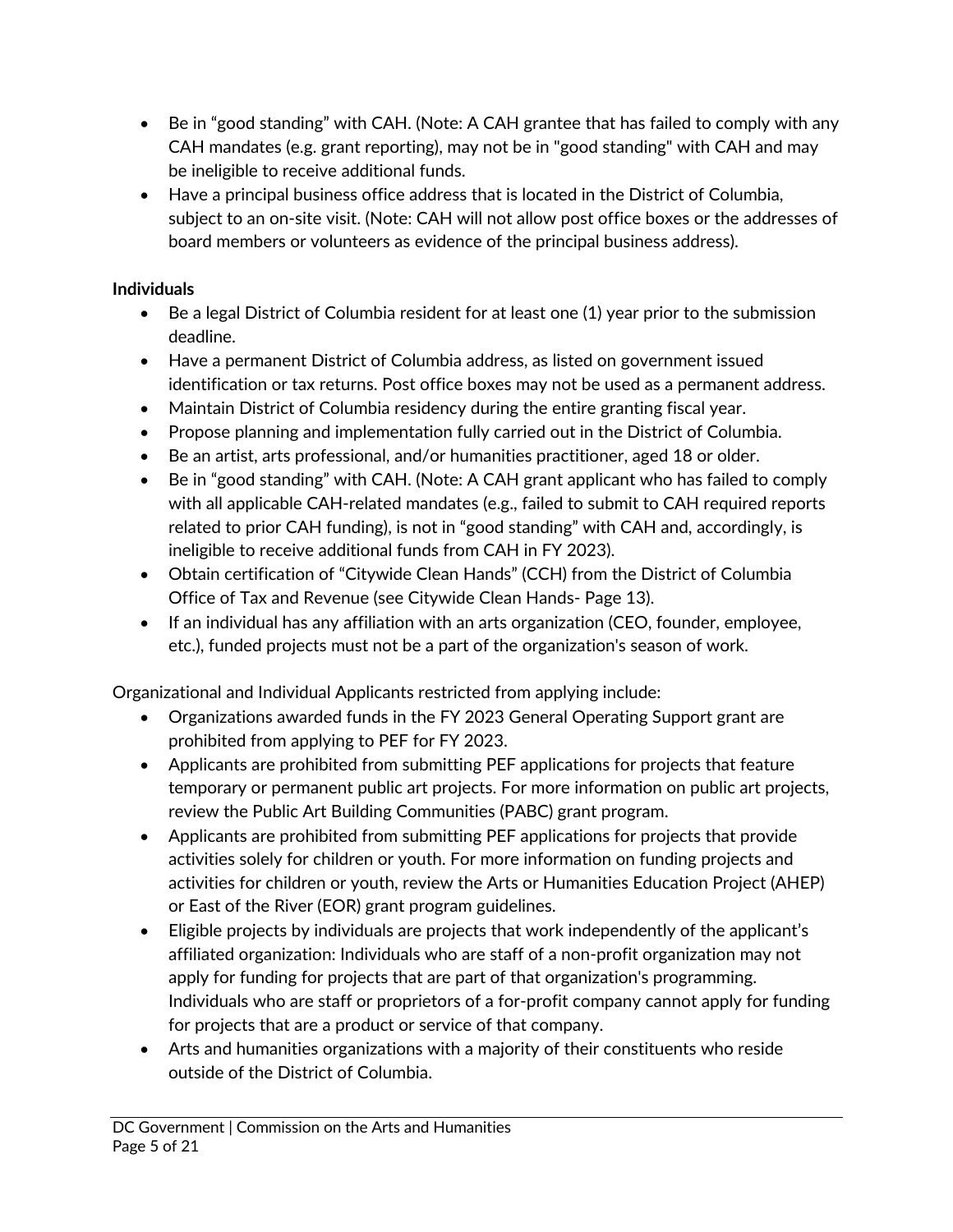- Be in "good standing" with CAH. (Note: A CAH grantee that has failed to comply with any CAH mandates (e.g. grant reporting), may not be in "good standing" with CAH and may be ineligible to receive additional funds.
- Have a principal business office address that is located in the District of Columbia, subject to an on-site visit. (Note: CAH will not allow post office boxes or the addresses of board members or volunteers as evidence of the principal business address).

**Individuals**

- Be a legal District of Columbia resident for at least one (1) year prior to the submission deadline.
- Have a permanent District of Columbia address, as listed on government issued identification or tax returns. Post office boxes may not be used as a permanent address.
- Maintain District of Columbia residency during the entire granting fiscal year.
- Propose planning and implementation fully carried out in the District of Columbia.
- Be an artist, arts professional, and/or humanities practitioner, aged 18 or older.
- Be in "good standing" with CAH. (Note: A CAH grant applicant who has failed to comply with all applicable CAH-related mandates (e.g., failed to submit to CAH required reports related to prior CAH funding), is not in "good standing" with CAH and, accordingly, is ineligible to receive additional funds from CAH in FY 2023).
- Obtain certification of "Citywide Clean Hands" (CCH) from the District of Columbia Office of Tax and Revenue (see Citywide Clean Hands- Page 13).
- If an individual has any affiliation with an arts organization (CEO, founder, employee, etc.), funded projects must not be a part of the organization's season of work.

Organizational and Individual Applicants restricted from applying include:

- Organizations awarded funds in the FY 2023 General Operating Support grant are prohibited from applying to PEF for FY 2023.
- Applicants are prohibited from submitting PEF applications for projects that feature temporary or permanent public art projects. For more information on public art projects, review the Public Art Building Communities (PABC) grant program.
- Applicants are prohibited from submitting PEF applications for projects that provide activities solely for children or youth. For more information on funding projects and activities for children or youth, review the Arts or Humanities Education Project (AHEP) or East of the River (EOR) grant program guidelines.
- Eligible projects by individuals are projects that work independently of the applicant's affiliated organization: Individuals who are staff of a non-profit organization may not apply for funding for projects that are part of that organization's programming. Individuals who are staff or proprietors of a for-profit company cannot apply for funding for projects that are a product or service of that company.
- Arts and humanities organizations with a majority of their constituents who reside outside of the District of Columbia.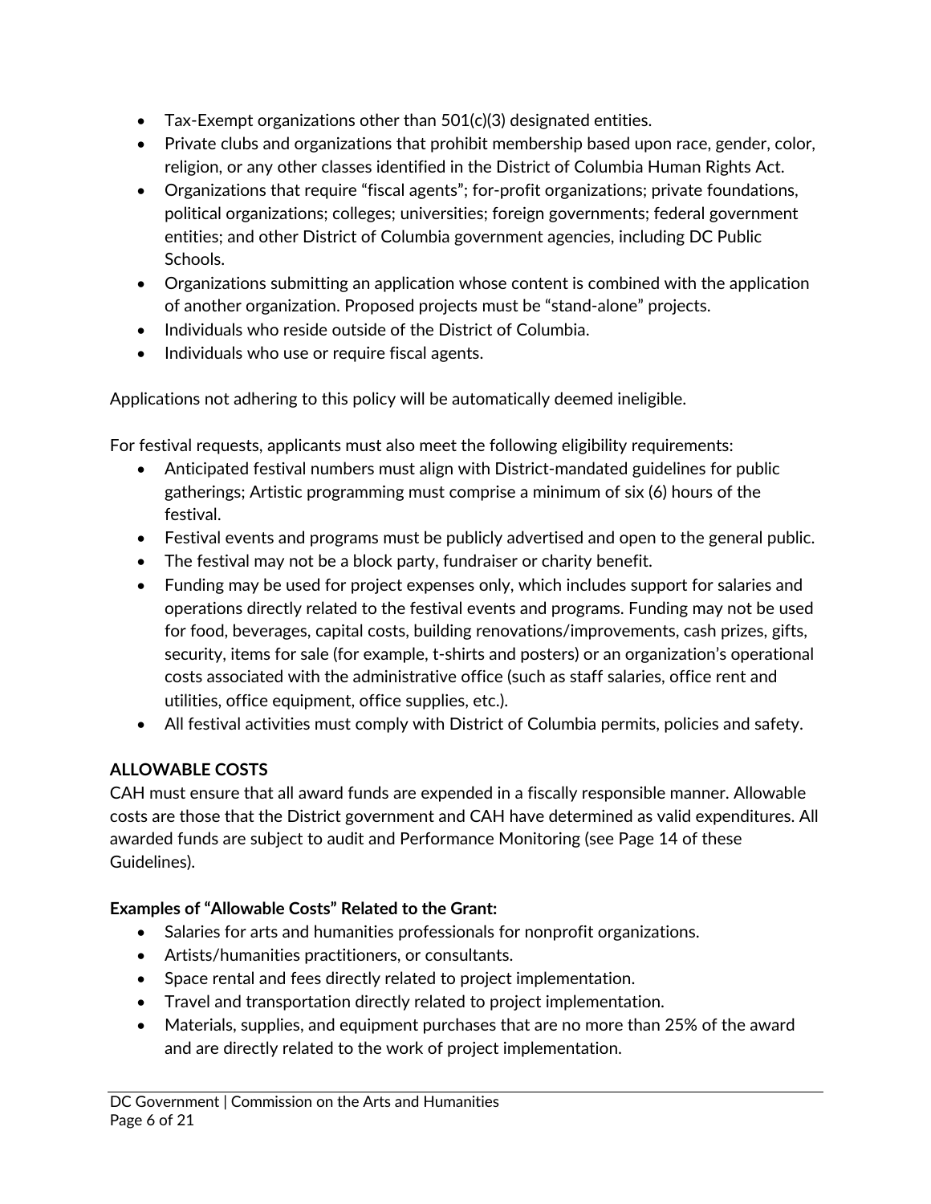- Tax-Exempt organizations other than 501(c)(3) designated entities.
- Private clubs and organizations that prohibit membership based upon race, gender, color, religion, or any other classes identified in the District of Columbia Human Rights Act.
- Organizations that require "fiscal agents"; for-profit organizations; private foundations, political organizations; colleges; universities; foreign governments; federal government entities; and other District of Columbia government agencies, including DC Public Schools.
- Organizations submitting an application whose content is combined with the application of another organization. Proposed projects must be "stand-alone" projects.
- Individuals who reside outside of the District of Columbia.
- Individuals who use or require fiscal agents.

Applications not adhering to this policy will be automatically deemed ineligible.

For festival requests, applicants must also meet the following eligibility requirements:

- Anticipated festival numbers must align with District-mandated guidelines for public gatherings; Artistic programming must comprise a minimum of six (6) hours of the festival.
- Festival events and programs must be publicly advertised and open to the general public.
- The festival may not be a block party, fundraiser or charity benefit.
- Funding may be used for project expenses only, which includes support for salaries and operations directly related to the festival events and programs. Funding may not be used for food, beverages, capital costs, building renovations/improvements, cash prizes, gifts, security, items for sale (for example, t-shirts and posters) or an organization's operational costs associated with the administrative office (such as staff salaries, office rent and utilities, office equipment, office supplies, etc.).
- All festival activities must comply with District of Columbia permits, policies and safety.

**ALLOWABLE COSTS**

CAH must ensure that all award funds are expended in a fiscally responsible manner. Allowable costs are those that the District government and CAH have determined as valid expenditures. All awarded funds are subject to audit and Performance Monitoring (see Page 14 of these Guidelines).

**Examples of "Allowable Costs" Related to the Grant:**

- Salaries for arts and humanities professionals for nonprofit organizations.
- Artists/humanities practitioners, or consultants.
- Space rental and fees directly related to project implementation.
- Travel and transportation directly related to project implementation.
- Materials, supplies, and equipment purchases that are no more than 25% of the award and are directly related to the work of project implementation.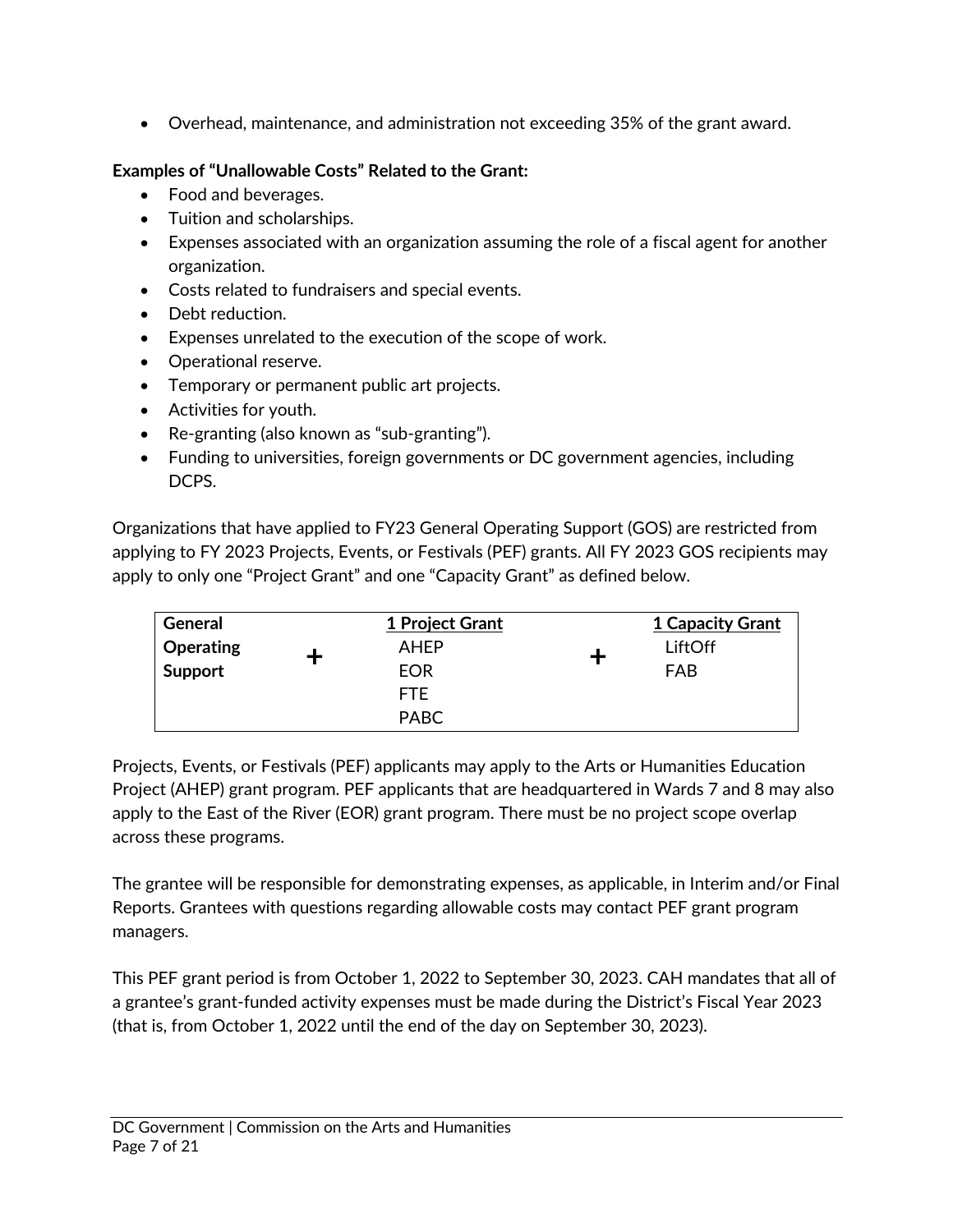- Overhead, maintenance, and administration not exceeding 35% of the grant award.

**Examples of "Unallowable Costs" Related to the Grant:**

- Food and beverages.
- Tuition and scholarships.
- Expenses associated with an organization assuming the role of a fiscal agent for another organization.
- Costs related to fundraisers and special events.
- Debt reduction.
- Expenses unrelated to the execution of the scope of work.
- Operational reserve.
- Temporary or permanent public art projects.
- Activities for youth.
- Re-granting (also known as "sub-granting").
- Funding to universities, foreign governments or DC government agencies, including DCPS.

Organizations that have applied to FY23 General Operating Support (GOS) are restricted from applying to FY 2023 Projects, Events, or Festivals (PEF) grants. All FY 2023 GOS recipients may apply to only one "Project Grant" and one "Capacity Grant" as defined below.

| **General Operating Support** | **+** | **1 Project Grant** | **+** | **1 Capacity Grant** |
|---|---|---|---|---|
| | | AHEP | | LiftOff |
| | | EOR | | FAB |
| | | FTE | | |
| | | PABC | | |

Projects, Events, or Festivals (PEF) applicants may apply to the Arts or Humanities Education Project (AHEP) grant program. PEF applicants that are headquartered in Wards 7 and 8 may also apply to the East of the River (EOR) grant program. There must be no project scope overlap across these programs.

The grantee will be responsible for demonstrating expenses, as applicable, in Interim and/or Final Reports. Grantees with questions regarding allowable costs may contact PEF grant program managers.

This PEF grant period is from October 1, 2022 to September 30, 2023. CAH mandates that all of a grantee's grant-funded activity expenses must be made during the District's Fiscal Year 2023 (that is, from October 1, 2022 until the end of the day on September 30, 2023).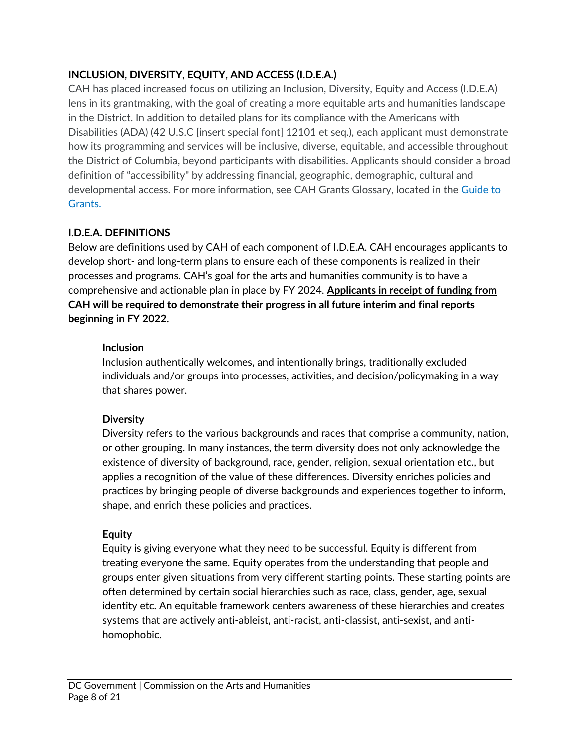**INCLUSION, DIVERSITY, EQUITY, AND ACCESS (I.D.E.A.)**

CAH has placed increased focus on utilizing an Inclusion, Diversity, Equity and Access (I.D.E.A) lens in its grantmaking, with the goal of creating a more equitable arts and humanities landscape in the District. In addition to detailed plans for its compliance with the Americans with Disabilities (ADA) (42 U.S.C [insert special font] 12101 et seq.), each applicant must demonstrate how its programming and services will be inclusive, diverse, equitable, and accessible throughout the District of Columbia, beyond participants with disabilities. Applicants should consider a broad definition of "accessibility" by addressing financial, geographic, demographic, cultural and developmental access. For more information, see CAH Grants Glossary, located in the Guide to Grants.

**I.D.E.A. DEFINITIONS**

Below are definitions used by CAH of each component of I.D.E.A. CAH encourages applicants to develop short- and long-term plans to ensure each of these components is realized in their processes and programs. CAH's goal for the arts and humanities community is to have a comprehensive and actionable plan in place by FY 2024. **Applicants in receipt of funding from CAH will be required to demonstrate their progress in all future interim and final reports beginning in FY 2022.**

**Inclusion**

Inclusion authentically welcomes, and intentionally brings, traditionally excluded individuals and/or groups into processes, activities, and decision/policymaking in a way that shares power.

**Diversity**

Diversity refers to the various backgrounds and races that comprise a community, nation, or other grouping. In many instances, the term diversity does not only acknowledge the existence of diversity of background, race, gender, religion, sexual orientation etc., but applies a recognition of the value of these differences. Diversity enriches policies and practices by bringing people of diverse backgrounds and experiences together to inform, shape, and enrich these policies and practices.

**Equity**

Equity is giving everyone what they need to be successful. Equity is different from treating everyone the same. Equity operates from the understanding that people and groups enter given situations from very different starting points. These starting points are often determined by certain social hierarchies such as race, class, gender, age, sexual identity etc. An equitable framework centers awareness of these hierarchies and creates systems that are actively anti-ableist, anti-racist, anti-classist, anti-sexist, and anti-homophobic.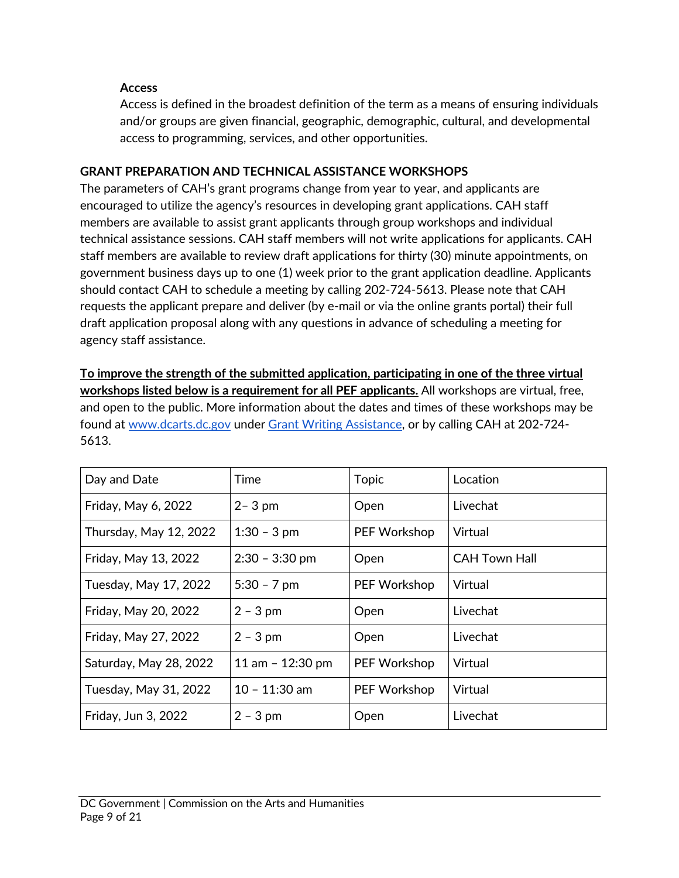**Access**

Access is defined in the broadest definition of the term as a means of ensuring individuals and/or groups are given financial, geographic, demographic, cultural, and developmental access to programming, services, and other opportunities.

## GRANT PREPARATION AND TECHNICAL ASSISTANCE WORKSHOPS

The parameters of CAH's grant programs change from year to year, and applicants are encouraged to utilize the agency's resources in developing grant applications. CAH staff members are available to assist grant applicants through group workshops and individual technical assistance sessions. CAH staff members will not write applications for applicants. CAH staff members are available to review draft applications for thirty (30) minute appointments, on government business days up to one (1) week prior to the grant application deadline. Applicants should contact CAH to schedule a meeting by calling 202-724-5613. Please note that CAH requests the applicant prepare and deliver (by e-mail or via the online grants portal) their full draft application proposal along with any questions in advance of scheduling a meeting for agency staff assistance.

**To improve the strength of the submitted application, participating in one of the three virtual workshops listed below is a requirement for all PEF applicants.** All workshops are virtual, free, and open to the public. More information about the dates and times of these workshops may be found at [www.dcarts.dc.gov](http://www.dcarts.dc.gov) under [Grant Writing Assistance](), or by calling CAH at 202-724-5613.

| Day and Date | Time | Topic | Location |
|---|---|---|---|
| Friday, May 6, 2022 | 2– 3 pm | Open | Livechat |
| Thursday, May 12, 2022 | 1:30 – 3 pm | PEF Workshop | Virtual |
| Friday, May 13, 2022 | 2:30 – 3:30 pm | Open | CAH Town Hall |
| Tuesday, May 17, 2022 | 5:30 – 7 pm | PEF Workshop | Virtual |
| Friday, May 20, 2022 | 2 – 3 pm | Open | Livechat |
| Friday, May 27, 2022 | 2 – 3 pm | Open | Livechat |
| Saturday, May 28, 2022 | 11 am – 12:30 pm | PEF Workshop | Virtual |
| Tuesday, May 31, 2022 | 10 – 11:30 am | PEF Workshop | Virtual |
| Friday, Jun 3, 2022 | 2 – 3 pm | Open | Livechat |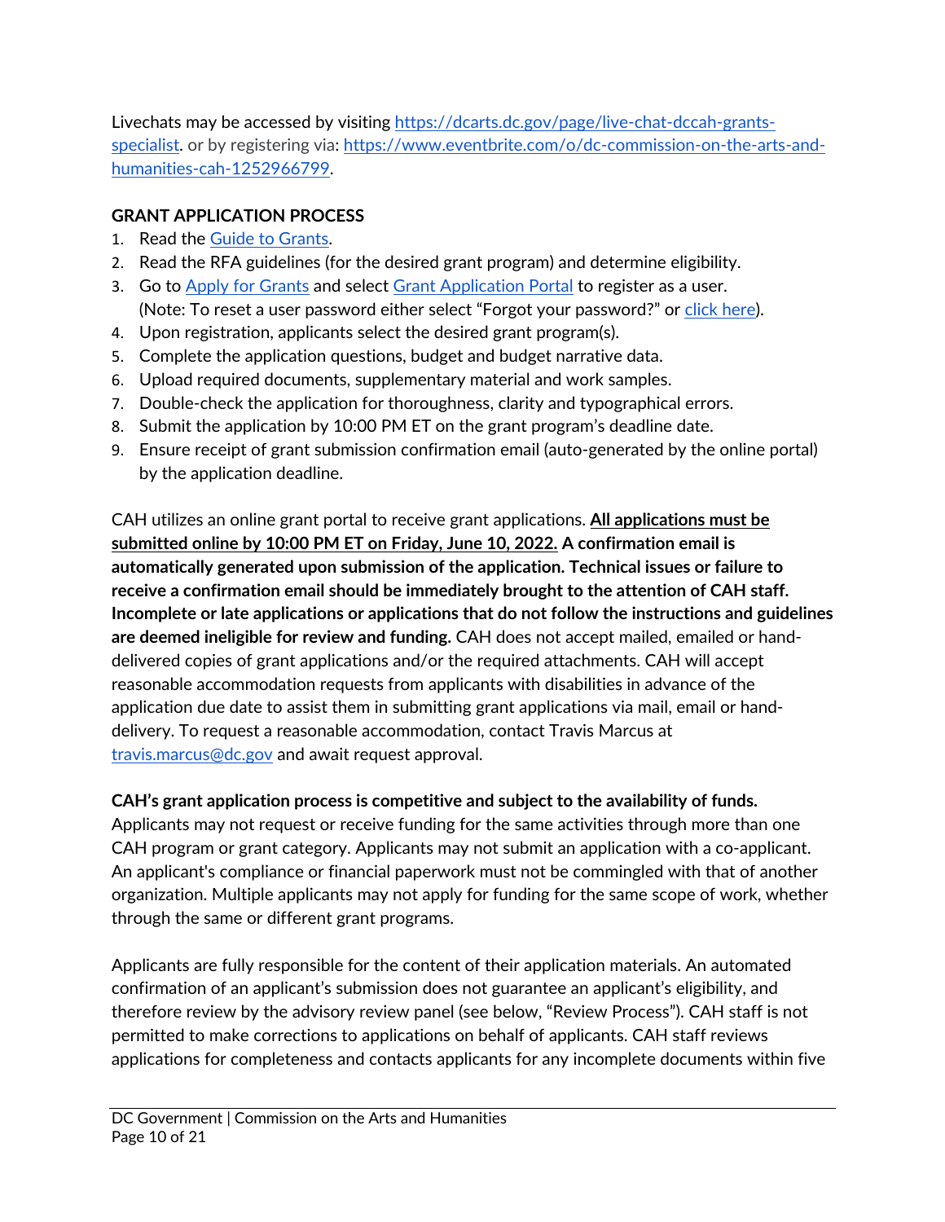Livechats may be accessed by visiting https://dcarts.dc.gov/page/live-chat-dccah-grants-specialist. or by registering via: https://www.eventbrite.com/o/dc-commission-on-the-arts-and-humanities-cah-1252966799.

**GRANT APPLICATION PROCESS**

1. Read the Guide to Grants.
2. Read the RFA guidelines (for the desired grant program) and determine eligibility.
3. Go to Apply for Grants and select Grant Application Portal to register as a user. (Note: To reset a user password either select "Forgot your password?" or click here).
4. Upon registration, applicants select the desired grant program(s).
5. Complete the application questions, budget and budget narrative data.
6. Upload required documents, supplementary material and work samples.
7. Double-check the application for thoroughness, clarity and typographical errors.
8. Submit the application by 10:00 PM ET on the grant program's deadline date.
9. Ensure receipt of grant submission confirmation email (auto-generated by the online portal) by the application deadline.

CAH utilizes an online grant portal to receive grant applications. **All applications must be submitted online by 10:00 PM ET on Friday, June 10, 2022. A confirmation email is automatically generated upon submission of the application. Technical issues or failure to receive a confirmation email should be immediately brought to the attention of CAH staff. Incomplete or late applications or applications that do not follow the instructions and guidelines are deemed ineligible for review and funding.** CAH does not accept mailed, emailed or hand-delivered copies of grant applications and/or the required attachments. CAH will accept reasonable accommodation requests from applicants with disabilities in advance of the application due date to assist them in submitting grant applications via mail, email or hand-delivery. To request a reasonable accommodation, contact Travis Marcus at travis.marcus@dc.gov and await request approval.

**CAH's grant application process is competitive and subject to the availability of funds.** Applicants may not request or receive funding for the same activities through more than one CAH program or grant category. Applicants may not submit an application with a co-applicant. An applicant's compliance or financial paperwork must not be commingled with that of another organization. Multiple applicants may not apply for funding for the same scope of work, whether through the same or different grant programs.

Applicants are fully responsible for the content of their application materials. An automated confirmation of an applicant's submission does not guarantee an applicant's eligibility, and therefore review by the advisory review panel (see below, "Review Process"). CAH staff is not permitted to make corrections to applications on behalf of applicants. CAH staff reviews applications for completeness and contacts applicants for any incomplete documents within five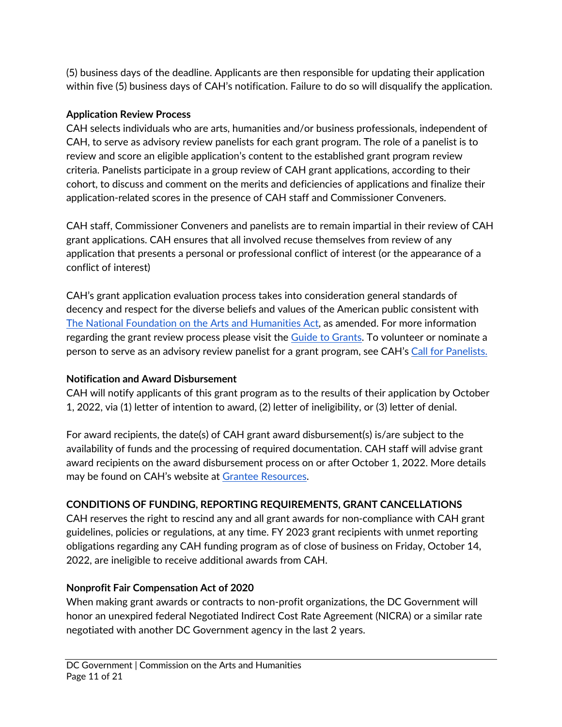(5) business days of the deadline. Applicants are then responsible for updating their application within five (5) business days of CAH's notification. Failure to do so will disqualify the application.

**Application Review Process**

CAH selects individuals who are arts, humanities and/or business professionals, independent of CAH, to serve as advisory review panelists for each grant program. The role of a panelist is to review and score an eligible application's content to the established grant program review criteria. Panelists participate in a group review of CAH grant applications, according to their cohort, to discuss and comment on the merits and deficiencies of applications and finalize their application-related scores in the presence of CAH staff and Commissioner Conveners.

CAH staff, Commissioner Conveners and panelists are to remain impartial in their review of CAH grant applications. CAH ensures that all involved recuse themselves from review of any application that presents a personal or professional conflict of interest (or the appearance of a conflict of interest)

CAH's grant application evaluation process takes into consideration general standards of decency and respect for the diverse beliefs and values of the American public consistent with The National Foundation on the Arts and Humanities Act, as amended. For more information regarding the grant review process please visit the Guide to Grants. To volunteer or nominate a person to serve as an advisory review panelist for a grant program, see CAH's Call for Panelists.

**Notification and Award Disbursement**

CAH will notify applicants of this grant program as to the results of their application by October 1, 2022, via (1) letter of intention to award, (2) letter of ineligibility, or (3) letter of denial.

For award recipients, the date(s) of CAH grant award disbursement(s) is/are subject to the availability of funds and the processing of required documentation. CAH staff will advise grant award recipients on the award disbursement process on or after October 1, 2022. More details may be found on CAH's website at Grantee Resources.

## CONDITIONS OF FUNDING, REPORTING REQUIREMENTS, GRANT CANCELLATIONS

CAH reserves the right to rescind any and all grant awards for non-compliance with CAH grant guidelines, policies or regulations, at any time. FY 2023 grant recipients with unmet reporting obligations regarding any CAH funding program as of close of business on Friday, October 14, 2022, are ineligible to receive additional awards from CAH.

**Nonprofit Fair Compensation Act of 2020**

When making grant awards or contracts to non-profit organizations, the DC Government will honor an unexpired federal Negotiated Indirect Cost Rate Agreement (NICRA) or a similar rate negotiated with another DC Government agency in the last 2 years.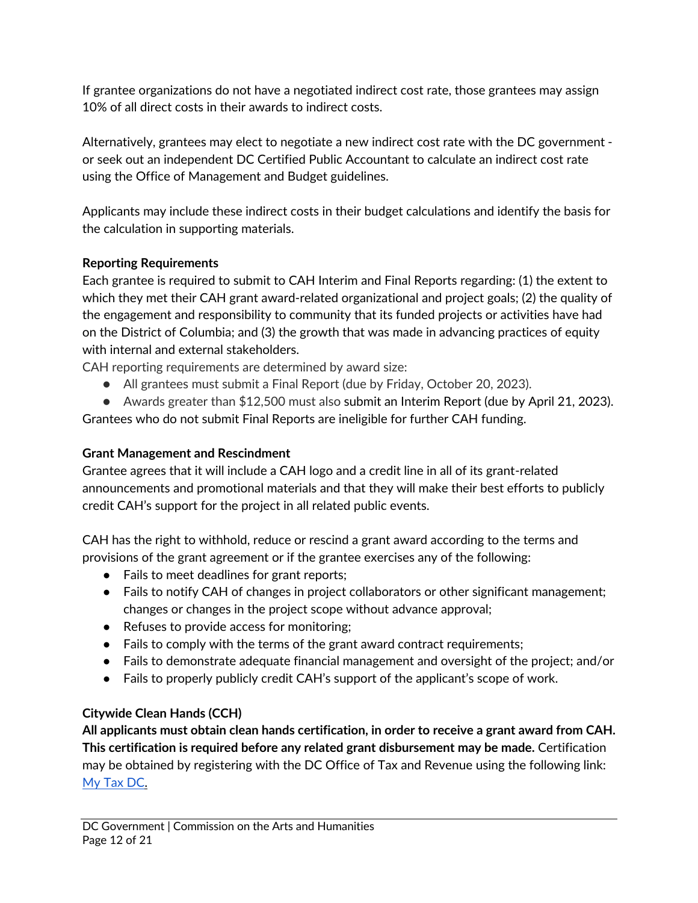If grantee organizations do not have a negotiated indirect cost rate, those grantees may assign 10% of all direct costs in their awards to indirect costs.

Alternatively, grantees may elect to negotiate a new indirect cost rate with the DC government - or seek out an independent DC Certified Public Accountant to calculate an indirect cost rate using the Office of Management and Budget guidelines.

Applicants may include these indirect costs in their budget calculations and identify the basis for the calculation in supporting materials.

**Reporting Requirements**

Each grantee is required to submit to CAH Interim and Final Reports regarding: (1) the extent to which they met their CAH grant award-related organizational and project goals; (2) the quality of the engagement and responsibility to community that its funded projects or activities have had on the District of Columbia; and (3) the growth that was made in advancing practices of equity with internal and external stakeholders.

CAH reporting requirements are determined by award size:

- All grantees must submit a Final Report (due by Friday, October 20, 2023).
- Awards greater than $12,500 must also submit an Interim Report (due by April 21, 2023).

Grantees who do not submit Final Reports are ineligible for further CAH funding.

**Grant Management and Rescindment**

Grantee agrees that it will include a CAH logo and a credit line in all of its grant-related announcements and promotional materials and that they will make their best efforts to publicly credit CAH's support for the project in all related public events.

CAH has the right to withhold, reduce or rescind a grant award according to the terms and provisions of the grant agreement or if the grantee exercises any of the following:

- Fails to meet deadlines for grant reports;
- Fails to notify CAH of changes in project collaborators or other significant management; changes or changes in the project scope without advance approval;
- Refuses to provide access for monitoring;
- Fails to comply with the terms of the grant award contract requirements;
- Fails to demonstrate adequate financial management and oversight of the project; and/or
- Fails to properly publicly credit CAH's support of the applicant's scope of work.

**Citywide Clean Hands (CCH)**

**All applicants must obtain clean hands certification, in order to receive a grant award from CAH. This certification is required before any related grant disbursement may be made.** Certification may be obtained by registering with the DC Office of Tax and Revenue using the following link: [My Tax DC](My Tax DC).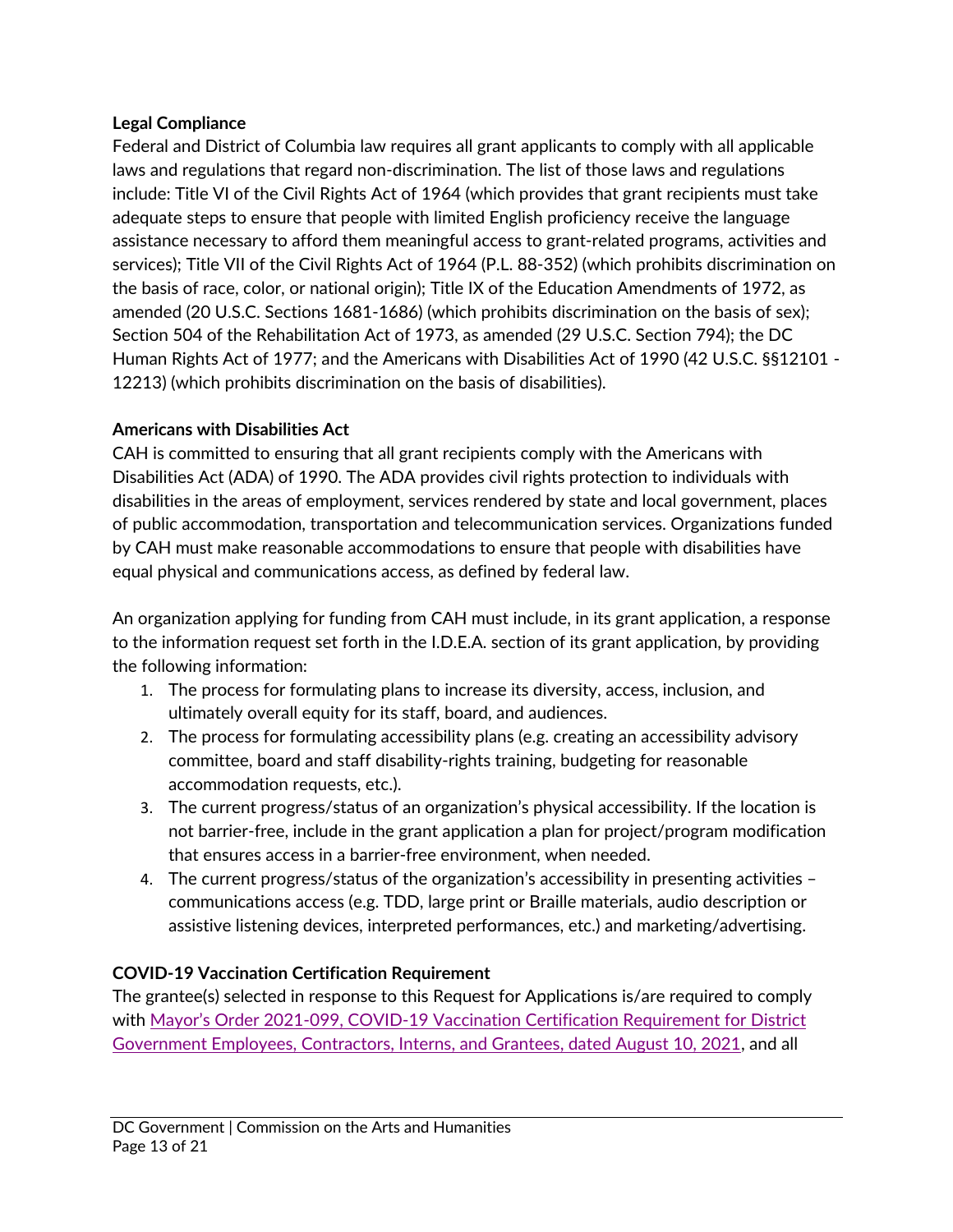**Legal Compliance**

Federal and District of Columbia law requires all grant applicants to comply with all applicable laws and regulations that regard non-discrimination. The list of those laws and regulations include: Title VI of the Civil Rights Act of 1964 (which provides that grant recipients must take adequate steps to ensure that people with limited English proficiency receive the language assistance necessary to afford them meaningful access to grant-related programs, activities and services); Title VII of the Civil Rights Act of 1964 (P.L. 88-352) (which prohibits discrimination on the basis of race, color, or national origin); Title IX of the Education Amendments of 1972, as amended (20 U.S.C. Sections 1681-1686) (which prohibits discrimination on the basis of sex); Section 504 of the Rehabilitation Act of 1973, as amended (29 U.S.C. Section 794); the DC Human Rights Act of 1977; and the Americans with Disabilities Act of 1990 (42 U.S.C. §§12101 - 12213) (which prohibits discrimination on the basis of disabilities).

**Americans with Disabilities Act**

CAH is committed to ensuring that all grant recipients comply with the Americans with Disabilities Act (ADA) of 1990. The ADA provides civil rights protection to individuals with disabilities in the areas of employment, services rendered by state and local government, places of public accommodation, transportation and telecommunication services. Organizations funded by CAH must make reasonable accommodations to ensure that people with disabilities have equal physical and communications access, as defined by federal law.

An organization applying for funding from CAH must include, in its grant application, a response to the information request set forth in the I.D.E.A. section of its grant application, by providing the following information:

1. The process for formulating plans to increase its diversity, access, inclusion, and ultimately overall equity for its staff, board, and audiences.
2. The process for formulating accessibility plans (e.g. creating an accessibility advisory committee, board and staff disability-rights training, budgeting for reasonable accommodation requests, etc.).
3. The current progress/status of an organization's physical accessibility. If the location is not barrier-free, include in the grant application a plan for project/program modification that ensures access in a barrier-free environment, when needed.
4. The current progress/status of the organization's accessibility in presenting activities – communications access (e.g. TDD, large print or Braille materials, audio description or assistive listening devices, interpreted performances, etc.) and marketing/advertising.

**COVID-19 Vaccination Certification Requirement**

The grantee(s) selected in response to this Request for Applications is/are required to comply with Mayor's Order 2021-099, COVID-19 Vaccination Certification Requirement for District Government Employees, Contractors, Interns, and Grantees, dated August 10, 2021, and all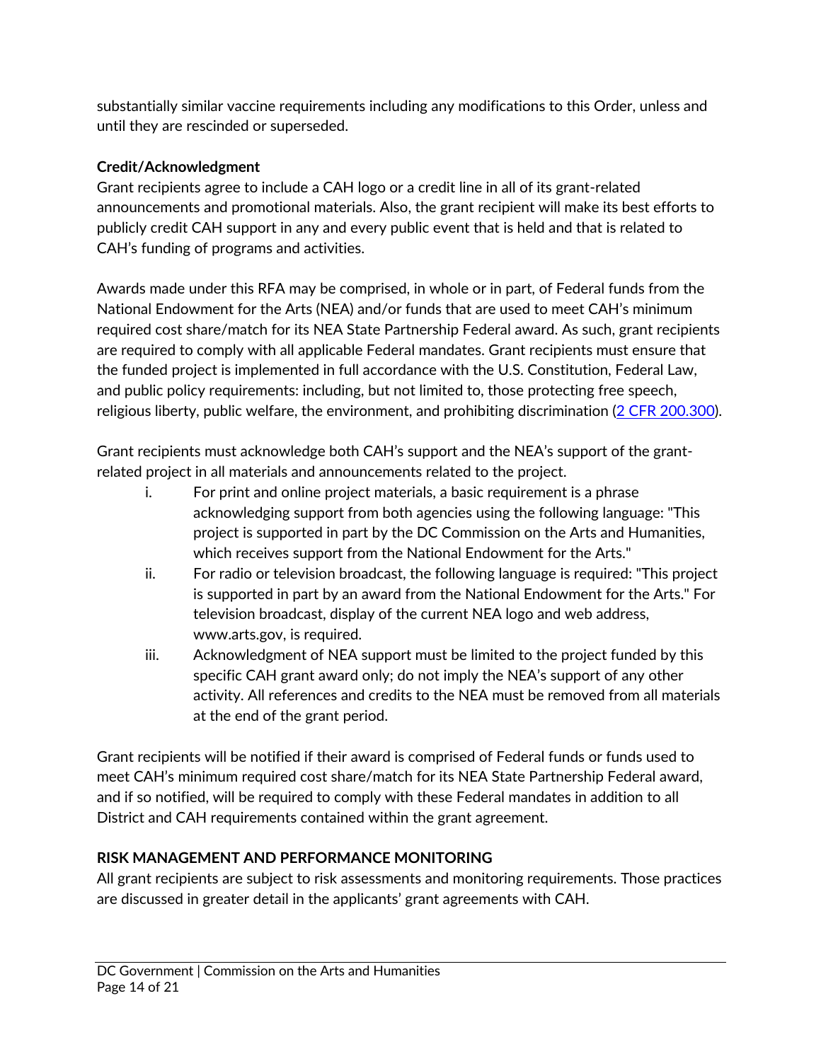substantially similar vaccine requirements including any modifications to this Order, unless and until they are rescinded or superseded.

**Credit/Acknowledgment**

Grant recipients agree to include a CAH logo or a credit line in all of its grant-related announcements and promotional materials. Also, the grant recipient will make its best efforts to publicly credit CAH support in any and every public event that is held and that is related to CAH's funding of programs and activities.

Awards made under this RFA may be comprised, in whole or in part, of Federal funds from the National Endowment for the Arts (NEA) and/or funds that are used to meet CAH's minimum required cost share/match for its NEA State Partnership Federal award. As such, grant recipients are required to comply with all applicable Federal mandates. Grant recipients must ensure that the funded project is implemented in full accordance with the U.S. Constitution, Federal Law, and public policy requirements: including, but not limited to, those protecting free speech, religious liberty, public welfare, the environment, and prohibiting discrimination (2 CFR 200.300).

Grant recipients must acknowledge both CAH's support and the NEA's support of the grant-related project in all materials and announcements related to the project.

i. For print and online project materials, a basic requirement is a phrase acknowledging support from both agencies using the following language: "This project is supported in part by the DC Commission on the Arts and Humanities, which receives support from the National Endowment for the Arts."

ii. For radio or television broadcast, the following language is required: "This project is supported in part by an award from the National Endowment for the Arts." For television broadcast, display of the current NEA logo and web address, www.arts.gov, is required.

iii. Acknowledgment of NEA support must be limited to the project funded by this specific CAH grant award only; do not imply the NEA's support of any other activity. All references and credits to the NEA must be removed from all materials at the end of the grant period.

Grant recipients will be notified if their award is comprised of Federal funds or funds used to meet CAH's minimum required cost share/match for its NEA State Partnership Federal award, and if so notified, will be required to comply with these Federal mandates in addition to all District and CAH requirements contained within the grant agreement.

**RISK MANAGEMENT AND PERFORMANCE MONITORING**

All grant recipients are subject to risk assessments and monitoring requirements. Those practices are discussed in greater detail in the applicants' grant agreements with CAH.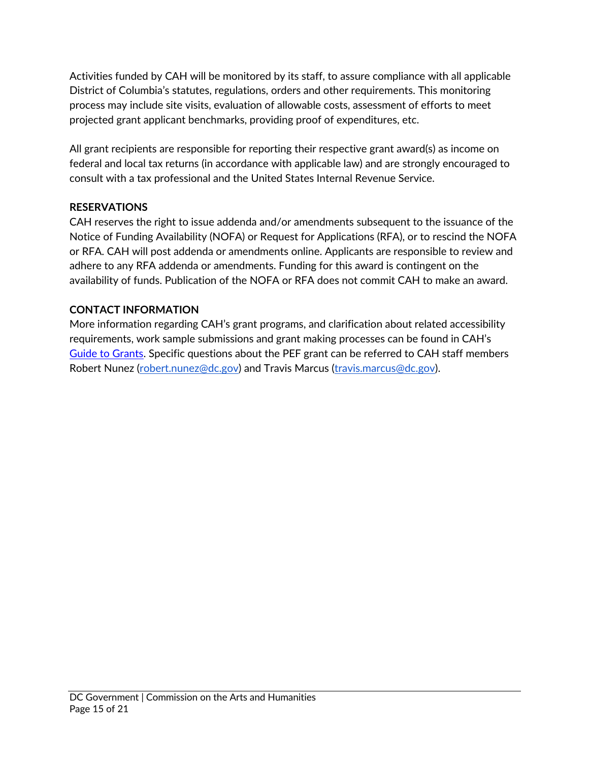Activities funded by CAH will be monitored by its staff, to assure compliance with all applicable District of Columbia's statutes, regulations, orders and other requirements. This monitoring process may include site visits, evaluation of allowable costs, assessment of efforts to meet projected grant applicant benchmarks, providing proof of expenditures, etc.

All grant recipients are responsible for reporting their respective grant award(s) as income on federal and local tax returns (in accordance with applicable law) and are strongly encouraged to consult with a tax professional and the United States Internal Revenue Service.

**RESERVATIONS**

CAH reserves the right to issue addenda and/or amendments subsequent to the issuance of the Notice of Funding Availability (NOFA) or Request for Applications (RFA), or to rescind the NOFA or RFA. CAH will post addenda or amendments online. Applicants are responsible to review and adhere to any RFA addenda or amendments. Funding for this award is contingent on the availability of funds. Publication of the NOFA or RFA does not commit CAH to make an award.

**CONTACT INFORMATION**

More information regarding CAH's grant programs, and clarification about related accessibility requirements, work sample submissions and grant making processes can be found in CAH's Guide to Grants. Specific questions about the PEF grant can be referred to CAH staff members Robert Nunez (robert.nunez@dc.gov) and Travis Marcus (travis.marcus@dc.gov).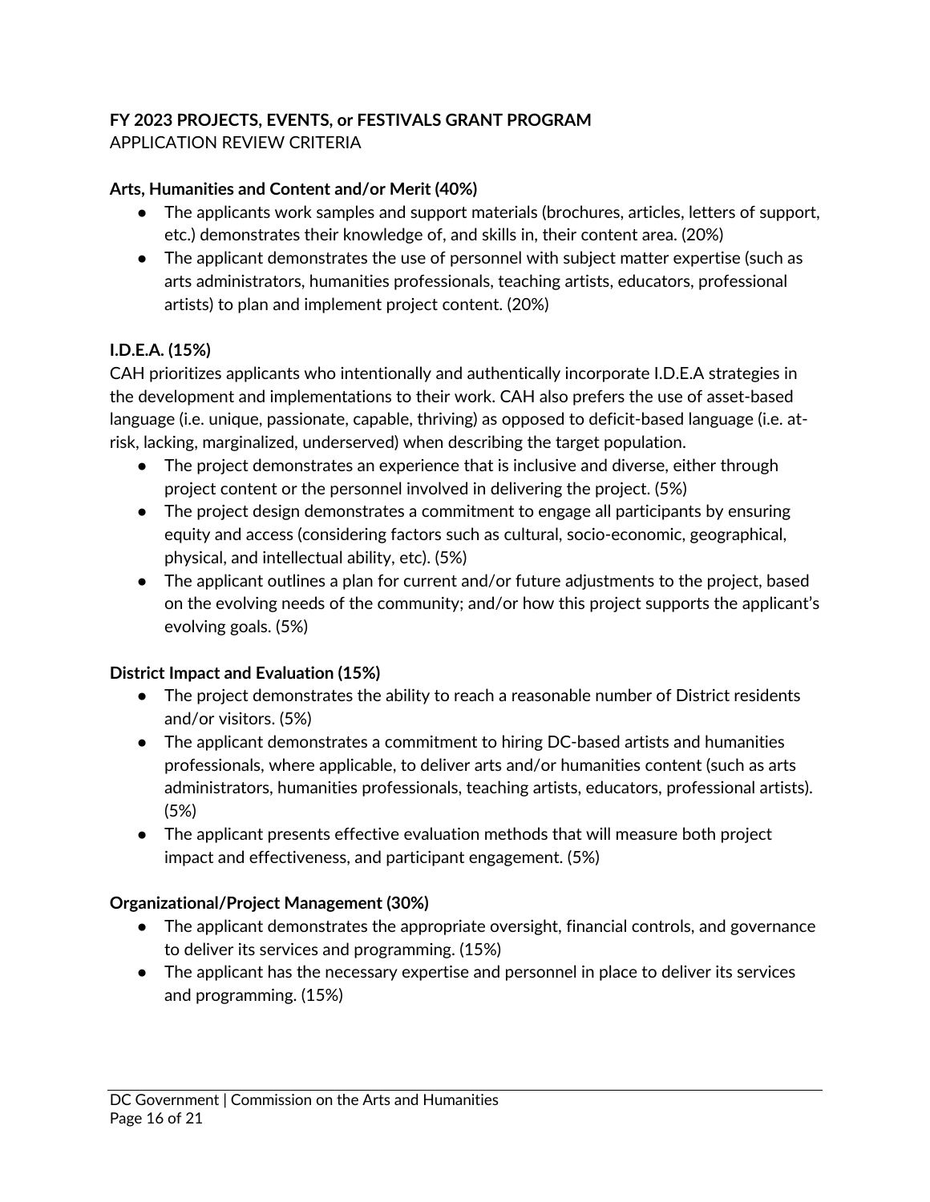**FY 2023 PROJECTS, EVENTS, or FESTIVALS GRANT PROGRAM**
APPLICATION REVIEW CRITERIA

**Arts, Humanities and Content and/or Merit (40%)**

- The applicants work samples and support materials (brochures, articles, letters of support, etc.) demonstrates their knowledge of, and skills in, their content area. (20%)
- The applicant demonstrates the use of personnel with subject matter expertise (such as arts administrators, humanities professionals, teaching artists, educators, professional artists) to plan and implement project content. (20%)

**I.D.E.A. (15%)**

CAH prioritizes applicants who intentionally and authentically incorporate I.D.E.A strategies in the development and implementations to their work. CAH also prefers the use of asset-based language (i.e. unique, passionate, capable, thriving) as opposed to deficit-based language (i.e. at-risk, lacking, marginalized, underserved) when describing the target population.

- The project demonstrates an experience that is inclusive and diverse, either through project content or the personnel involved in delivering the project. (5%)
- The project design demonstrates a commitment to engage all participants by ensuring equity and access (considering factors such as cultural, socio-economic, geographical, physical, and intellectual ability, etc). (5%)
- The applicant outlines a plan for current and/or future adjustments to the project, based on the evolving needs of the community; and/or how this project supports the applicant's evolving goals. (5%)

**District Impact and Evaluation (15%)**

- The project demonstrates the ability to reach a reasonable number of District residents and/or visitors. (5%)
- The applicant demonstrates a commitment to hiring DC-based artists and humanities professionals, where applicable, to deliver arts and/or humanities content (such as arts administrators, humanities professionals, teaching artists, educators, professional artists). (5%)
- The applicant presents effective evaluation methods that will measure both project impact and effectiveness, and participant engagement. (5%)

**Organizational/Project Management (30%)**

- The applicant demonstrates the appropriate oversight, financial controls, and governance to deliver its services and programming. (15%)
- The applicant has the necessary expertise and personnel in place to deliver its services and programming. (15%)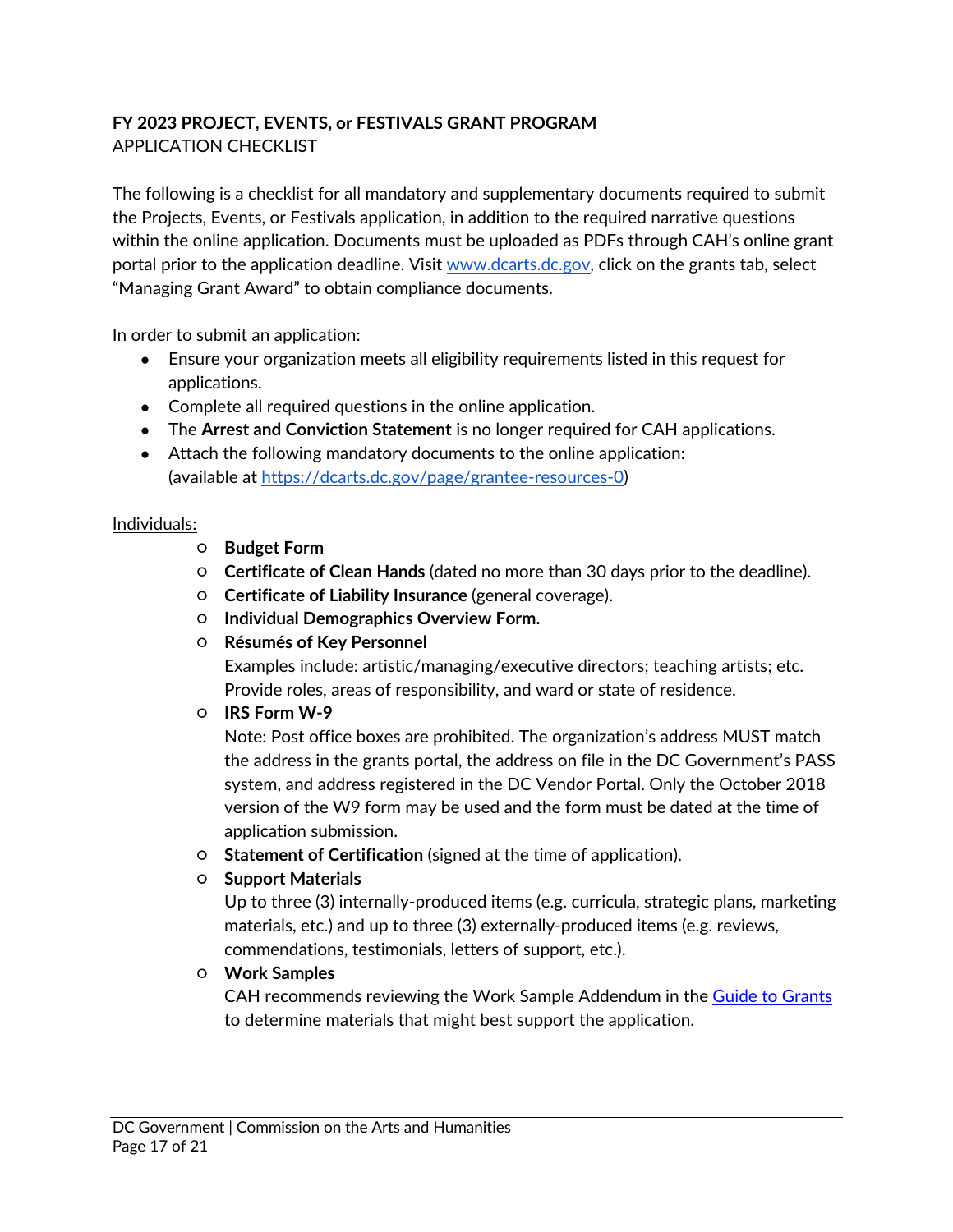**FY 2023 PROJECT, EVENTS, or FESTIVALS GRANT PROGRAM**
APPLICATION CHECKLIST

The following is a checklist for all mandatory and supplementary documents required to submit the Projects, Events, or Festivals application, in addition to the required narrative questions within the online application. Documents must be uploaded as PDFs through CAH's online grant portal prior to the application deadline. Visit [www.dcarts.dc.gov](www.dcarts.dc.gov), click on the grants tab, select "Managing Grant Award" to obtain compliance documents.

In order to submit an application:

- Ensure your organization meets all eligibility requirements listed in this request for applications.
- Complete all required questions in the online application.
- The **Arrest and Conviction Statement** is no longer required for CAH applications.
- Attach the following mandatory documents to the online application: (available at [https://dcarts.dc.gov/page/grantee-resources-0](https://dcarts.dc.gov/page/grantee-resources-0))

Individuals:

- **Budget Form**
- **Certificate of Clean Hands** (dated no more than 30 days prior to the deadline).
- **Certificate of Liability Insurance** (general coverage).
- **Individual Demographics Overview Form.**
- **Résumés of Key Personnel**
  Examples include: artistic/managing/executive directors; teaching artists; etc. Provide roles, areas of responsibility, and ward or state of residence.
- **IRS Form W-9**
  Note: Post office boxes are prohibited. The organization's address MUST match the address in the grants portal, the address on file in the DC Government's PASS system, and address registered in the DC Vendor Portal. Only the October 2018 version of the W9 form may be used and the form must be dated at the time of application submission.
- **Statement of Certification** (signed at the time of application).
- **Support Materials**
  Up to three (3) internally-produced items (e.g. curricula, strategic plans, marketing materials, etc.) and up to three (3) externally-produced items (e.g. reviews, commendations, testimonials, letters of support, etc.).
- **Work Samples**
  CAH recommends reviewing the Work Sample Addendum in the Guide to Grants to determine materials that might best support the application.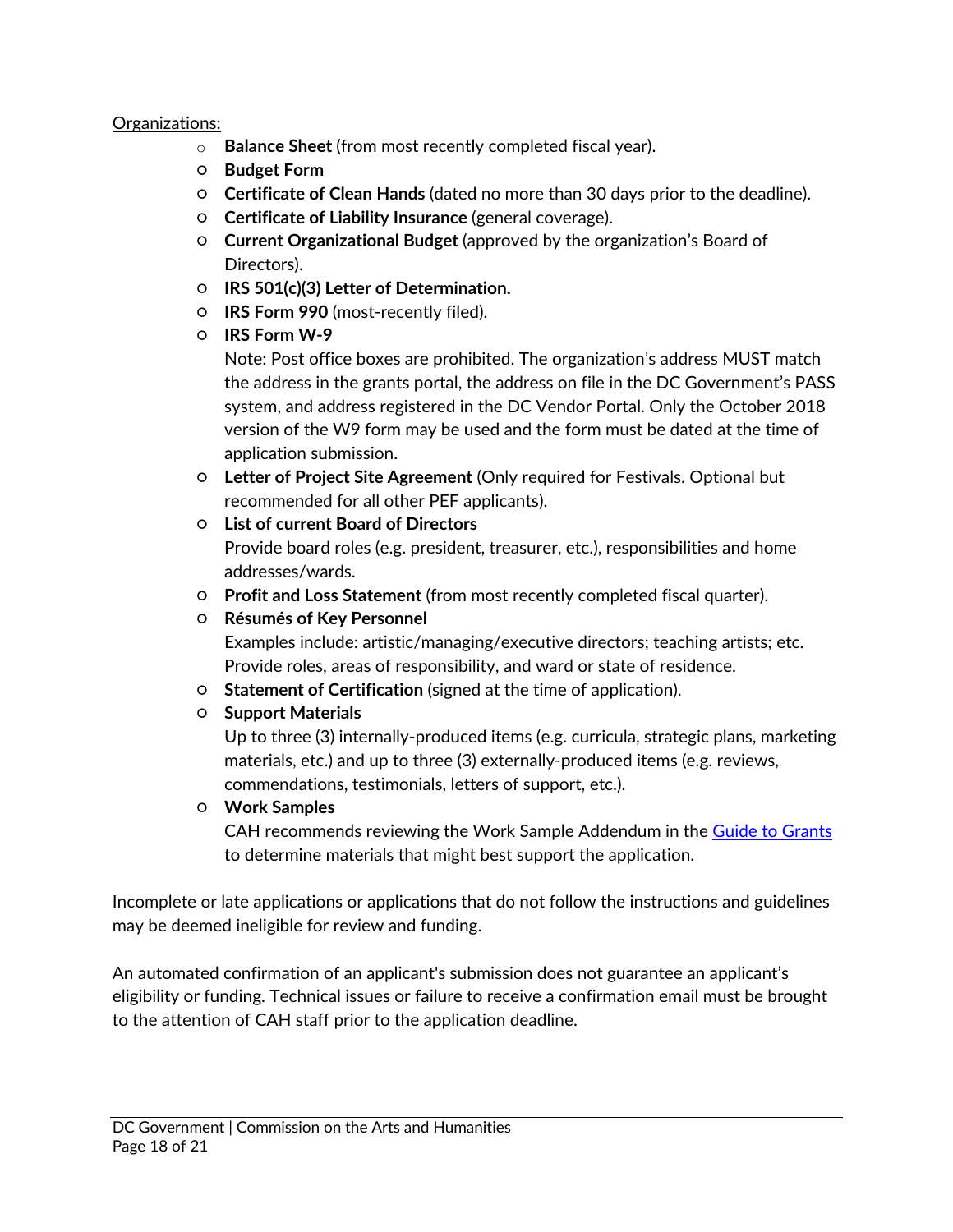Organizations:

- **Balance Sheet** (from most recently completed fiscal year).
- **Budget Form**
- **Certificate of Clean Hands** (dated no more than 30 days prior to the deadline).
- **Certificate of Liability Insurance** (general coverage).
- **Current Organizational Budget** (approved by the organization's Board of Directors).
- **IRS 501(c)(3) Letter of Determination.**
- **IRS Form 990** (most-recently filed).
- **IRS Form W-9**

  Note: Post office boxes are prohibited. The organization's address MUST match the address in the grants portal, the address on file in the DC Government's PASS system, and address registered in the DC Vendor Portal. Only the October 2018 version of the W9 form may be used and the form must be dated at the time of application submission.
- **Letter of Project Site Agreement** (Only required for Festivals. Optional but recommended for all other PEF applicants).
- **List of current Board of Directors**

  Provide board roles (e.g. president, treasurer, etc.), responsibilities and home addresses/wards.
- **Profit and Loss Statement** (from most recently completed fiscal quarter).
- **Résumés of Key Personnel**

  Examples include: artistic/managing/executive directors; teaching artists; etc. Provide roles, areas of responsibility, and ward or state of residence.
- **Statement of Certification** (signed at the time of application).
- **Support Materials**

  Up to three (3) internally-produced items (e.g. curricula, strategic plans, marketing materials, etc.) and up to three (3) externally-produced items (e.g. reviews, commendations, testimonials, letters of support, etc.).
- **Work Samples**

  CAH recommends reviewing the Work Sample Addendum in the Guide to Grants to determine materials that might best support the application.

Incomplete or late applications or applications that do not follow the instructions and guidelines may be deemed ineligible for review and funding.

An automated confirmation of an applicant's submission does not guarantee an applicant's eligibility or funding. Technical issues or failure to receive a confirmation email must be brought to the attention of CAH staff prior to the application deadline.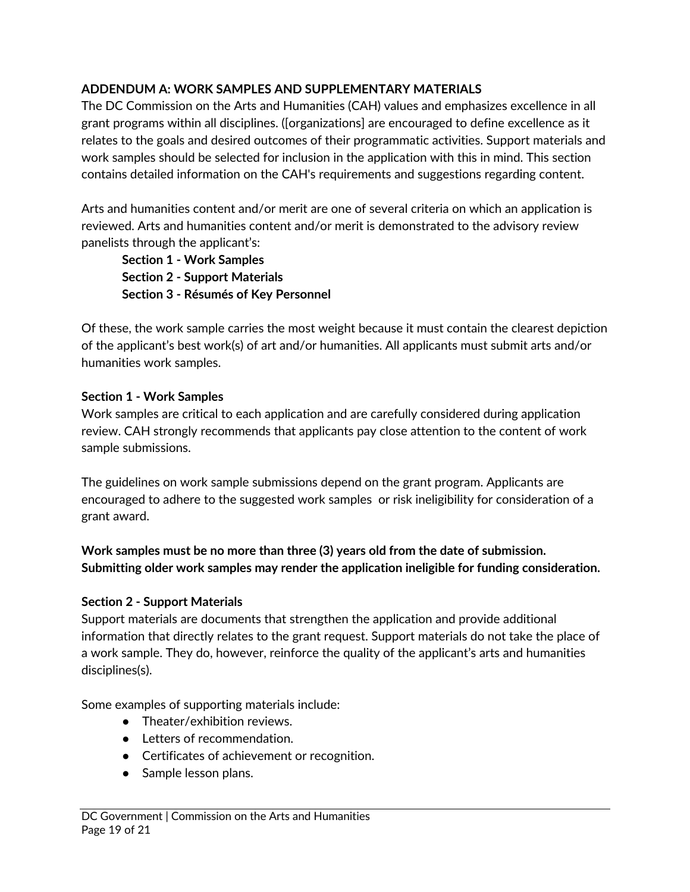**ADDENDUM A: WORK SAMPLES AND SUPPLEMENTARY MATERIALS**

The DC Commission on the Arts and Humanities (CAH) values and emphasizes excellence in all grant programs within all disciplines. ([organizations] are encouraged to define excellence as it relates to the goals and desired outcomes of their programmatic activities. Support materials and work samples should be selected for inclusion in the application with this in mind. This section contains detailed information on the CAH's requirements and suggestions regarding content.

Arts and humanities content and/or merit are one of several criteria on which an application is reviewed. Arts and humanities content and/or merit is demonstrated to the advisory review panelists through the applicant's:

**Section 1 - Work Samples**
**Section 2 - Support Materials**
**Section 3 - Résumés of Key Personnel**

Of these, the work sample carries the most weight because it must contain the clearest depiction of the applicant's best work(s) of art and/or humanities. All applicants must submit arts and/or humanities work samples.

**Section 1 - Work Samples**

Work samples are critical to each application and are carefully considered during application review. CAH strongly recommends that applicants pay close attention to the content of work sample submissions.

The guidelines on work sample submissions depend on the grant program. Applicants are encouraged to adhere to the suggested work samples or risk ineligibility for consideration of a grant award.

**Work samples must be no more than three (3) years old from the date of submission. Submitting older work samples may render the application ineligible for funding consideration.**

**Section 2 - Support Materials**

Support materials are documents that strengthen the application and provide additional information that directly relates to the grant request. Support materials do not take the place of a work sample. They do, however, reinforce the quality of the applicant's arts and humanities disciplines(s).

Some examples of supporting materials include:

- Theater/exhibition reviews.
- Letters of recommendation.
- Certificates of achievement or recognition.
- Sample lesson plans.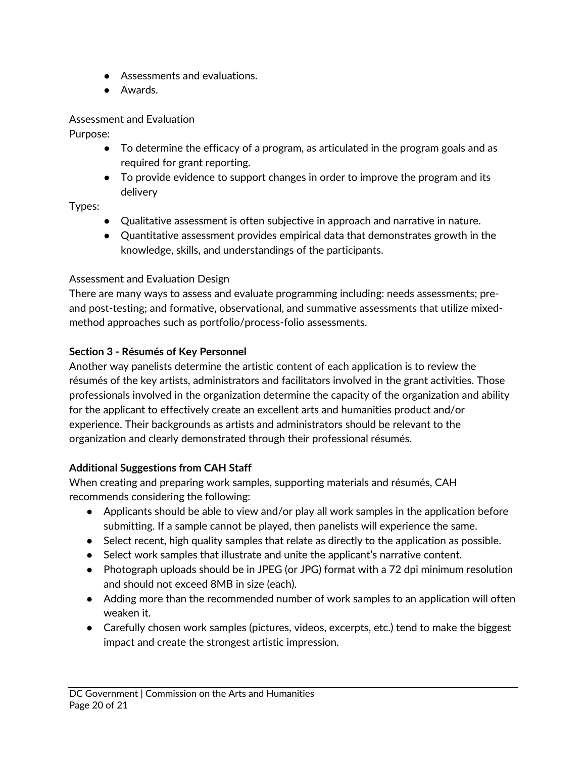- Assessments and evaluations.
- Awards.

Assessment and Evaluation

Purpose:

- To determine the efficacy of a program, as articulated in the program goals and as required for grant reporting.
- To provide evidence to support changes in order to improve the program and its delivery

Types:

- Qualitative assessment is often subjective in approach and narrative in nature.
- Quantitative assessment provides empirical data that demonstrates growth in the knowledge, skills, and understandings of the participants.

Assessment and Evaluation Design

There are many ways to assess and evaluate programming including: needs assessments; pre- and post-testing; and formative, observational, and summative assessments that utilize mixed-method approaches such as portfolio/process-folio assessments.

**Section 3 - Résumés of Key Personnel**

Another way panelists determine the artistic content of each application is to review the résumés of the key artists, administrators and facilitators involved in the grant activities. Those professionals involved in the organization determine the capacity of the organization and ability for the applicant to effectively create an excellent arts and humanities product and/or experience. Their backgrounds as artists and administrators should be relevant to the organization and clearly demonstrated through their professional résumés.

**Additional Suggestions from CAH Staff**

When creating and preparing work samples, supporting materials and résumés, CAH recommends considering the following:

- Applicants should be able to view and/or play all work samples in the application before submitting. If a sample cannot be played, then panelists will experience the same.
- Select recent, high quality samples that relate as directly to the application as possible.
- Select work samples that illustrate and unite the applicant's narrative content.
- Photograph uploads should be in JPEG (or JPG) format with a 72 dpi minimum resolution and should not exceed 8MB in size (each).
- Adding more than the recommended number of work samples to an application will often weaken it.
- Carefully chosen work samples (pictures, videos, excerpts, etc.) tend to make the biggest impact and create the strongest artistic impression.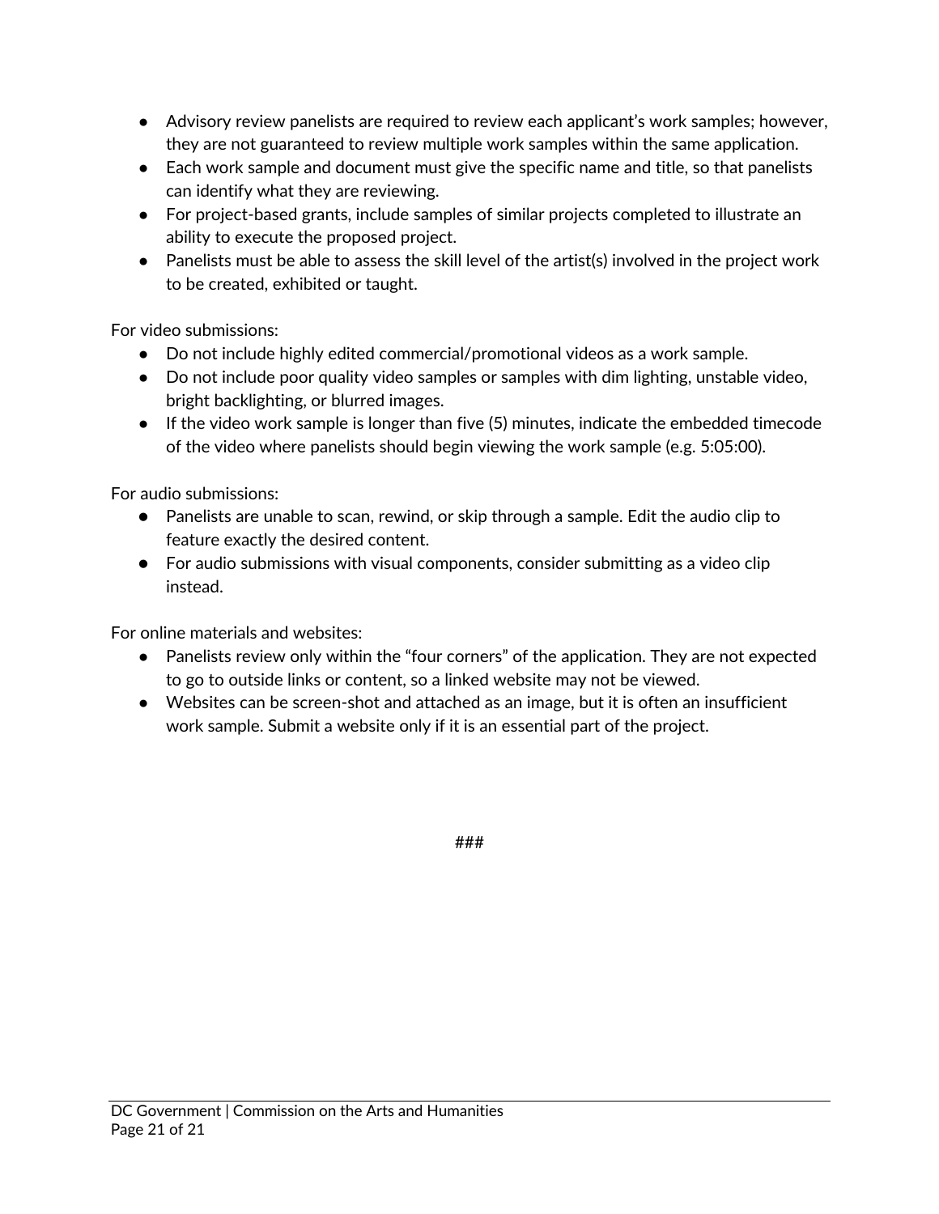- Advisory review panelists are required to review each applicant's work samples; however, they are not guaranteed to review multiple work samples within the same application.
- Each work sample and document must give the specific name and title, so that panelists can identify what they are reviewing.
- For project-based grants, include samples of similar projects completed to illustrate an ability to execute the proposed project.
- Panelists must be able to assess the skill level of the artist(s) involved in the project work to be created, exhibited or taught.

For video submissions:

- Do not include highly edited commercial/promotional videos as a work sample.
- Do not include poor quality video samples or samples with dim lighting, unstable video, bright backlighting, or blurred images.
- If the video work sample is longer than five (5) minutes, indicate the embedded timecode of the video where panelists should begin viewing the work sample (e.g. 5:05:00).

For audio submissions:

- Panelists are unable to scan, rewind, or skip through a sample. Edit the audio clip to feature exactly the desired content.
- For audio submissions with visual components, consider submitting as a video clip instead.

For online materials and websites:

- Panelists review only within the "four corners" of the application. They are not expected to go to outside links or content, so a linked website may not be viewed.
- Websites can be screen-shot and attached as an image, but it is often an insufficient work sample. Submit a website only if it is an essential part of the project.

###